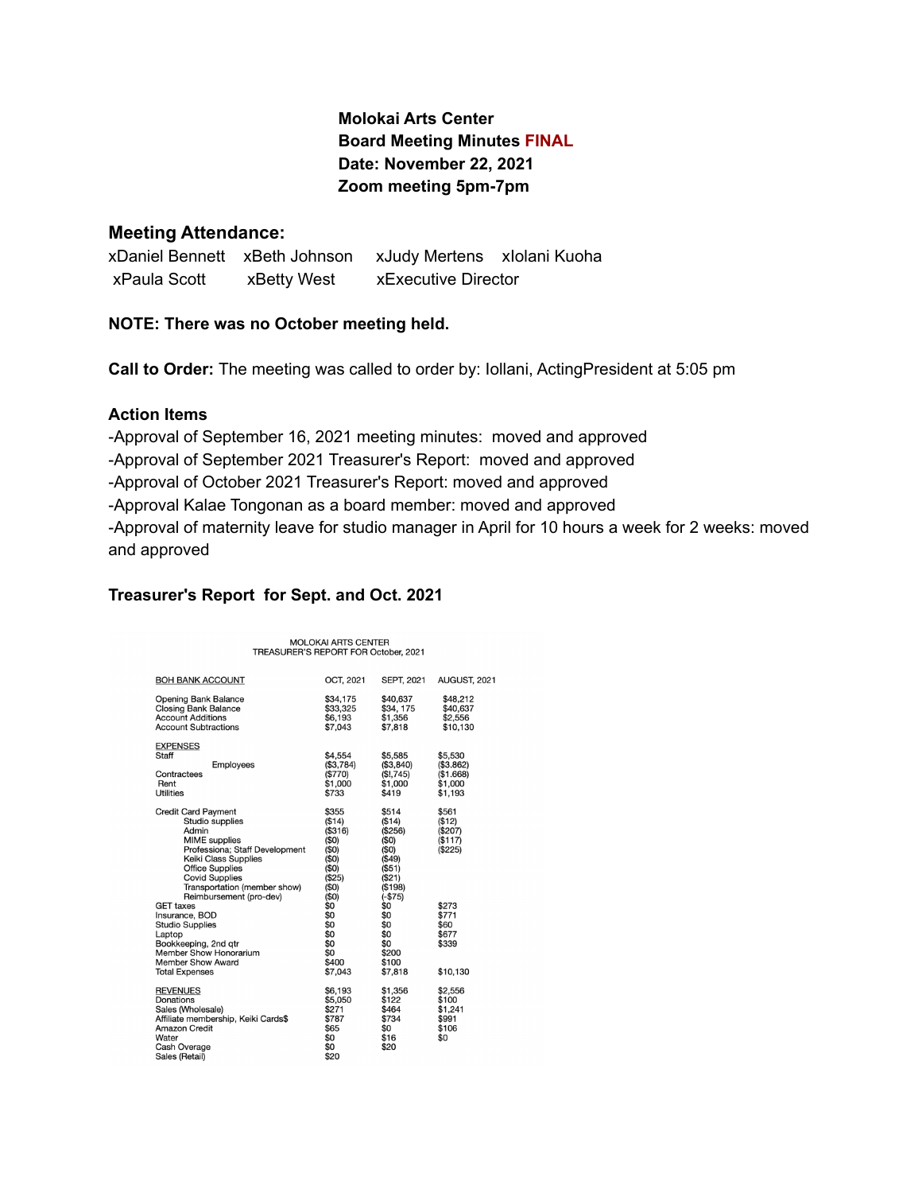**Molokai Arts Center**
**Board Meeting Minutes FINAL**
**Date: November 22, 2021**
**Zoom meeting 5pm-7pm**

## Meeting Attendance:

xDaniel Bennett xBeth Johnson xJudy Mertens xIolani Kuoha
xPaula Scott xBetty West xExecutive Director

**NOTE: There was no October meeting held.**

**Call to Order:** The meeting was called to order by: Iollani, ActingPresident at 5:05 pm

### Action Items

-Approval of September 16, 2021 meeting minutes: moved and approved
-Approval of September 2021 Treasurer's Report: moved and approved
-Approval of October 2021 Treasurer's Report: moved and approved
-Approval Kalae Tongonan as a board member: moved and approved
-Approval of maternity leave for studio manager in April for 10 hours a week for 2 weeks: moved and approved

### Treasurer's Report for Sept. and Oct. 2021

MOLOKAI ARTS CENTER
TREASURER'S REPORT FOR October, 2021

| BOH BANK ACCOUNT | OCT, 2021 | SEPT, 2021 | AUGUST, 2021 |
|---|---|---|---|
| Opening Bank Balance | $34,175 | $40,637 | $48,212 |
| Closing Bank Balance | $33,325 | $34, 175 | $40,637 |
| Account Additions | $6,193 | $1,356 | $2,556 |
| Account Subtractions | $7,043 | $7,818 | $10,130 |
| EXPENSES | | | |
| Staff | $4,554 | $5,585 | $5,530 |
| Employees | ($3,784) | ($3,840) | ($3.862) |
| Contractees | ($770) | ($I,745) | ($1.668) |
| Rent | $1,000 | $1,000 | $1,000 |
| Utilities | $733 | $419 | $1,193 |
| Credit Card Payment | $355 | $514 | $561 |
| Studio supplies | ($14) | ($14) | ($12) |
| Admin | ($316) | ($256) | ($207) |
| MIME supplies | ($0) | ($0) | ($117) |
| Professiona; Staff Development | ($0) | ($0) | ($225) |
| Keiki Class Supplies | ($0) | ($49) | |
| Office Supplies | ($0) | ($51) | |
| Covid Supplies | ($25) | ($21) | |
| Transportation (member show) | ($0) | ($198) | |
| Reimbursement (pro-dev) | ($0) | (-$75) | |
| GET taxes | $0 | $0 | $273 |
| Insurance, BOD | $0 | $0 | $771 |
| Studio Supplies | $0 | $0 | $60 |
| Laptop | $0 | $0 | $677 |
| Bookkeeping, 2nd qtr | $0 | $0 | $339 |
| Member Show Honorarium | $0 | $200 | |
| Member Show Award | $400 | $100 | |
| Total Expenses | $7,043 | $7,818 | $10,130 |
| REVENUES | $6,193 | $1,356 | $2,556 |
| Donations | $5,050 | $122 | $100 |
| Sales (Wholesale) | $271 | $464 | $1,241 |
| Affiliate membership, Keiki Cards$ | $787 | $734 | $991 |
| Amazon Credit | $65 | $0 | $106 |
| Water | $0 | $16 | $0 |
| Cash Overage | $0 | $20 | |
| Sales (Retail) | $20 | | |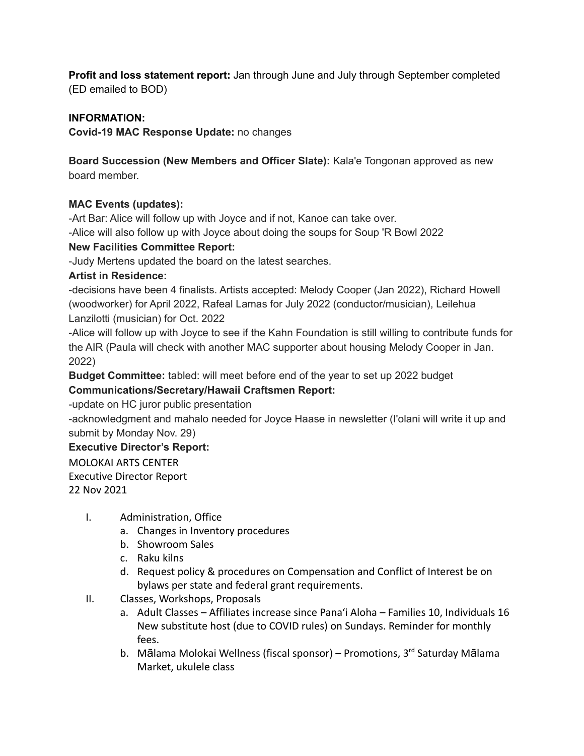**Profit and loss statement report:** Jan through June and July through September completed (ED emailed to BOD)

**INFORMATION:**

**Covid-19 MAC Response Update:** no changes

**Board Succession (New Members and Officer Slate):** Kala'e Tongonan approved as new board member.

**MAC Events (updates):**

-Art Bar: Alice will follow up with Joyce and if not, Kanoe can take over.

-Alice will also follow up with Joyce about doing the soups for Soup 'R Bowl 2022

**New Facilities Committee Report:**

-Judy Mertens updated the board on the latest searches.

**Artist in Residence:**

-decisions have been 4 finalists. Artists accepted: Melody Cooper (Jan 2022), Richard Howell (woodworker) for April 2022, Rafeal Lamas for July 2022 (conductor/musician), Leilehua Lanzilotti (musician) for Oct. 2022

-Alice will follow up with Joyce to see if the Kahn Foundation is still willing to contribute funds for the AIR (Paula will check with another MAC supporter about housing Melody Cooper in Jan. 2022)

**Budget Committee:** tabled: will meet before end of the year to set up 2022 budget

**Communications/Secretary/Hawaii Craftsmen Report:**

-update on HC juror public presentation

-acknowledgment and mahalo needed for Joyce Haase in newsletter (I'olani will write it up and submit by Monday Nov. 29)

**Executive Director's Report:**

MOLOKAI ARTS CENTER
Executive Director Report
22 Nov 2021

I. Administration, Office
   a. Changes in Inventory procedures
   b. Showroom Sales
   c. Raku kilns
   d. Request policy & procedures on Compensation and Conflict of Interest be on bylaws per state and federal grant requirements.
II. Classes, Workshops, Proposals
   a. Adult Classes – Affiliates increase since Panaʻi Aloha – Families 10, Individuals 16 New substitute host (due to COVID rules) on Sundays. Reminder for monthly fees.
   b. Mālama Molokai Wellness (fiscal sponsor) – Promotions, 3rd Saturday Mālama Market, ukulele class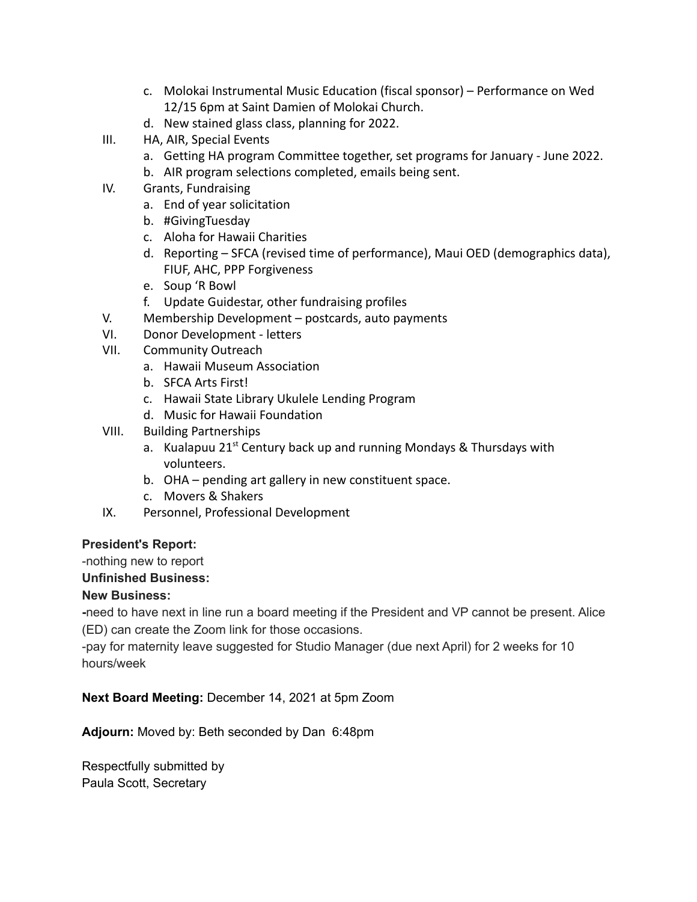c. Molokai Instrumental Music Education (fiscal sponsor) – Performance on Wed 12/15 6pm at Saint Damien of Molokai Church.
   d. New stained glass class, planning for 2022.

III. HA, AIR, Special Events
   a. Getting HA program Committee together, set programs for January - June 2022.
   b. AIR program selections completed, emails being sent.

IV. Grants, Fundraising
   a. End of year solicitation
   b. #GivingTuesday
   c. Aloha for Hawaii Charities
   d. Reporting – SFCA (revised time of performance), Maui OED (demographics data), FIUF, AHC, PPP Forgiveness
   e. Soup 'R Bowl
   f. Update Guidestar, other fundraising profiles

V. Membership Development – postcards, auto payments

VI. Donor Development - letters

VII. Community Outreach
   a. Hawaii Museum Association
   b. SFCA Arts First!
   c. Hawaii State Library Ukulele Lending Program
   d. Music for Hawaii Foundation

VIII. Building Partnerships
   a. Kualapuu 21st Century back up and running Mondays & Thursdays with volunteers.
   b. OHA – pending art gallery in new constituent space.
   c. Movers & Shakers

IX. Personnel, Professional Development

**President's Report:**

-nothing new to report

**Unfinished Business:**

**New Business:**

-need to have next in line run a board meeting if the President and VP cannot be present. Alice (ED) can create the Zoom link for those occasions.

-pay for maternity leave suggested for Studio Manager (due next April) for 2 weeks for 10 hours/week

**Next Board Meeting:** December 14, 2021 at 5pm Zoom

**Adjourn:** Moved by: Beth seconded by Dan 6:48pm

Respectfully submitted by
Paula Scott, Secretary